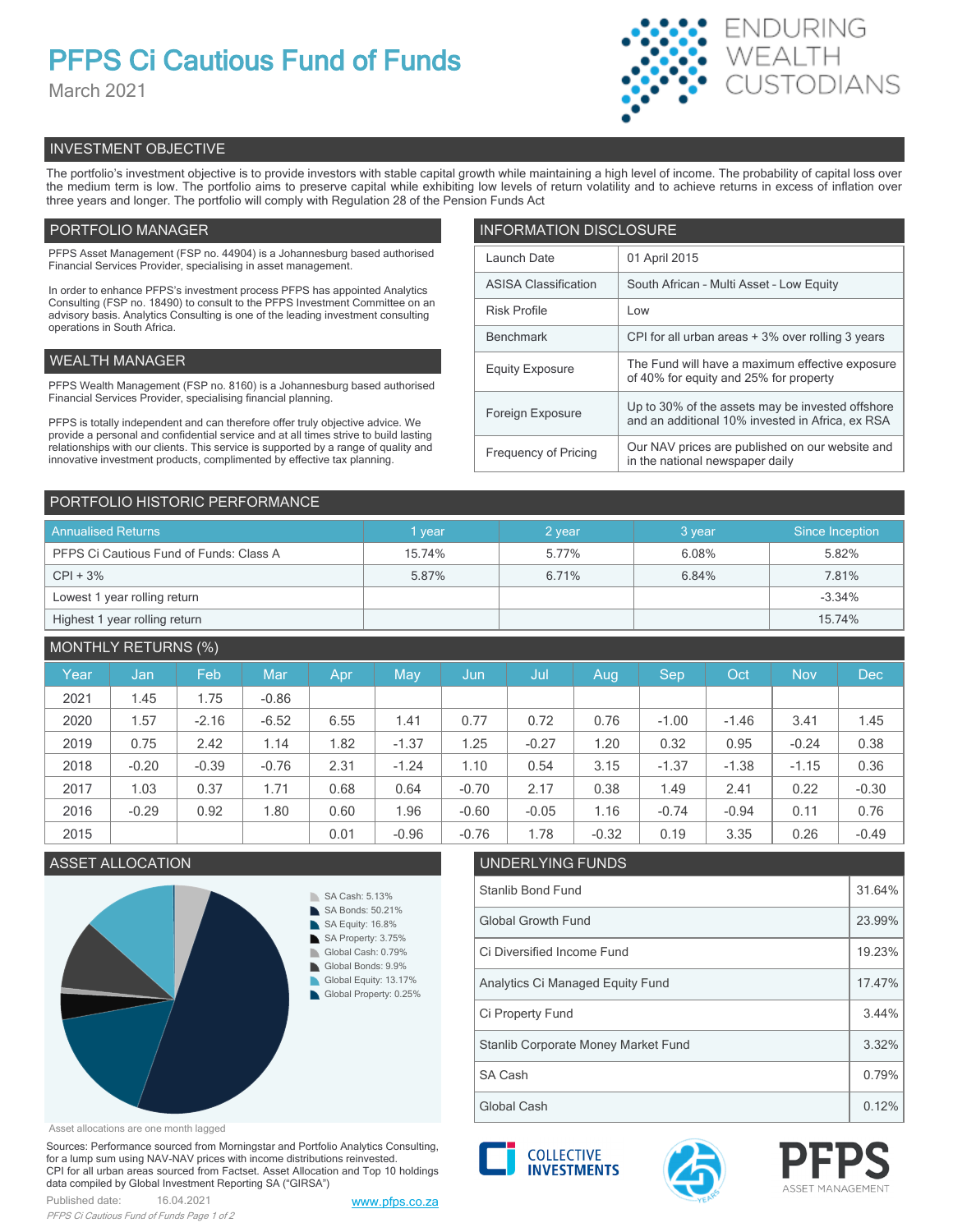# PFPS Ci Cautious Fund of Funds

March 2021

ENDURING WEALTH CUSTODIANS

## INVESTMENT OBJECTIVE

The portfolio's investment objective is to provide investors with stable capital growth while maintaining a high level of income. The probability of capital loss over the medium term is low. The portfolio aims to preserve capital while exhibiting low levels of return volatility and to achieve returns in excess of inflation over three years and longer. The portfolio will comply with Regulation 28 of the Pension Funds Act

## PORTFOLIO MANAGER

PFPS Asset Management (FSP no. 44904) is a Johannesburg based authorised Financial Services Provider, specialising in asset management.

In order to enhance PFPS's investment process PFPS has appointed Analytics Consulting (FSP no. 18490) to consult to the PFPS Investment Committee on an advisory basis. Analytics Consulting is one of the leading investment consulting operations in South Africa.

## WEALTH MANAGER

PFPS Wealth Management (FSP no. 8160) is a Johannesburg based authorised Financial Services Provider, specialising financial planning.

PFPS is totally independent and can therefore offer truly objective advice. We provide a personal and confidential service and at all times strive to build lasting relationships with our clients. This service is supported by a range of quality and innovative investment products, complimented by effective tax planning.

## INFORMATION DISCLOSURE

| | |
|---|---|
| Launch Date | 01 April 2015 |
| ASISA Classification | South African - Multi Asset - Low Equity |
| Risk Profile | Low |
| Benchmark | CPI for all urban areas + 3% over rolling 3 years |
| Equity Exposure | The Fund will have a maximum effective exposure of 40% for equity and 25% for property |
| Foreign Exposure | Up to 30% of the assets may be invested offshore and an additional 10% invested in Africa, ex RSA |
| Frequency of Pricing | Our NAV prices are published on our website and in the national newspaper daily |

## PORTFOLIO HISTORIC PERFORMANCE

| Annualised Returns | 1 year | 2 year | 3 year | Since Inception |
|---|---|---|---|---|
| PFPS Ci Cautious Fund of Funds: Class A | 15.74% | 5.77% | 6.08% | 5.82% |
| CPI + 3% | 5.87% | 6.71% | 6.84% | 7.81% |
| Lowest 1 year rolling return | | | | -3.34% |
| Highest 1 year rolling return | | | | 15.74% |

## MONTHLY RETURNS (%)

| Year | Jan | Feb | Mar | Apr | May | Jun | Jul | Aug | Sep | Oct | Nov | Dec |
|---|---|---|---|---|---|---|---|---|---|---|---|---|
| 2021 | 1.45 | 1.75 | -0.86 | | | | | | | | | |
| 2020 | 1.57 | -2.16 | -6.52 | 6.55 | 1.41 | 0.77 | 0.72 | 0.76 | -1.00 | -1.46 | 3.41 | 1.45 |
| 2019 | 0.75 | 2.42 | 1.14 | 1.82 | -1.37 | 1.25 | -0.27 | 1.20 | 0.32 | 0.95 | -0.24 | 0.38 |
| 2018 | -0.20 | -0.39 | -0.76 | 2.31 | -1.24 | 1.10 | 0.54 | 3.15 | -1.37 | -1.38 | -1.15 | 0.36 |
| 2017 | 1.03 | 0.37 | 1.71 | 0.68 | 0.64 | -0.70 | 2.17 | 0.38 | 1.49 | 2.41 | 0.22 | -0.30 |
| 2016 | -0.29 | 0.92 | 1.80 | 0.60 | 1.96 | -0.60 | -0.05 | 1.16 | -0.74 | -0.94 | 0.11 | 0.76 |
| 2015 | | | | 0.01 | -0.96 | -0.76 | 1.78 | -0.32 | 0.19 | 3.35 | 0.26 | -0.49 |

## ASSET ALLOCATION

- SA Cash: 5.13%
- SA Bonds: 50.21%
- SA Equity: 16.8%
- SA Property: 3.75%
- Global Cash: 0.79%
- Global Bonds: 9.9%
- Global Equity: 13.17%
- Global Property: 0.25%

Asset allocations are one month lagged

## UNDERLYING FUNDS

| | |
|---|---|
| Stanlib Bond Fund | 31.64% |
| Global Growth Fund | 23.99% |
| Ci Diversified Income Fund | 19.23% |
| Analytics Ci Managed Equity Fund | 17.47% |
| Ci Property Fund | 3.44% |
| Stanlib Corporate Money Market Fund | 3.32% |
| SA Cash | 0.79% |
| Global Cash | 0.12% |

Sources: Performance sourced from Morningstar and Portfolio Analytics Consulting, for a lump sum using NAV-NAV prices with income distributions reinvested. CPI for all urban areas sourced from Factset. Asset Allocation and Top 10 holdings data compiled by Global Investment Reporting SA ("GIRSA")

Published date: 16.04.2021

www.pfps.co.za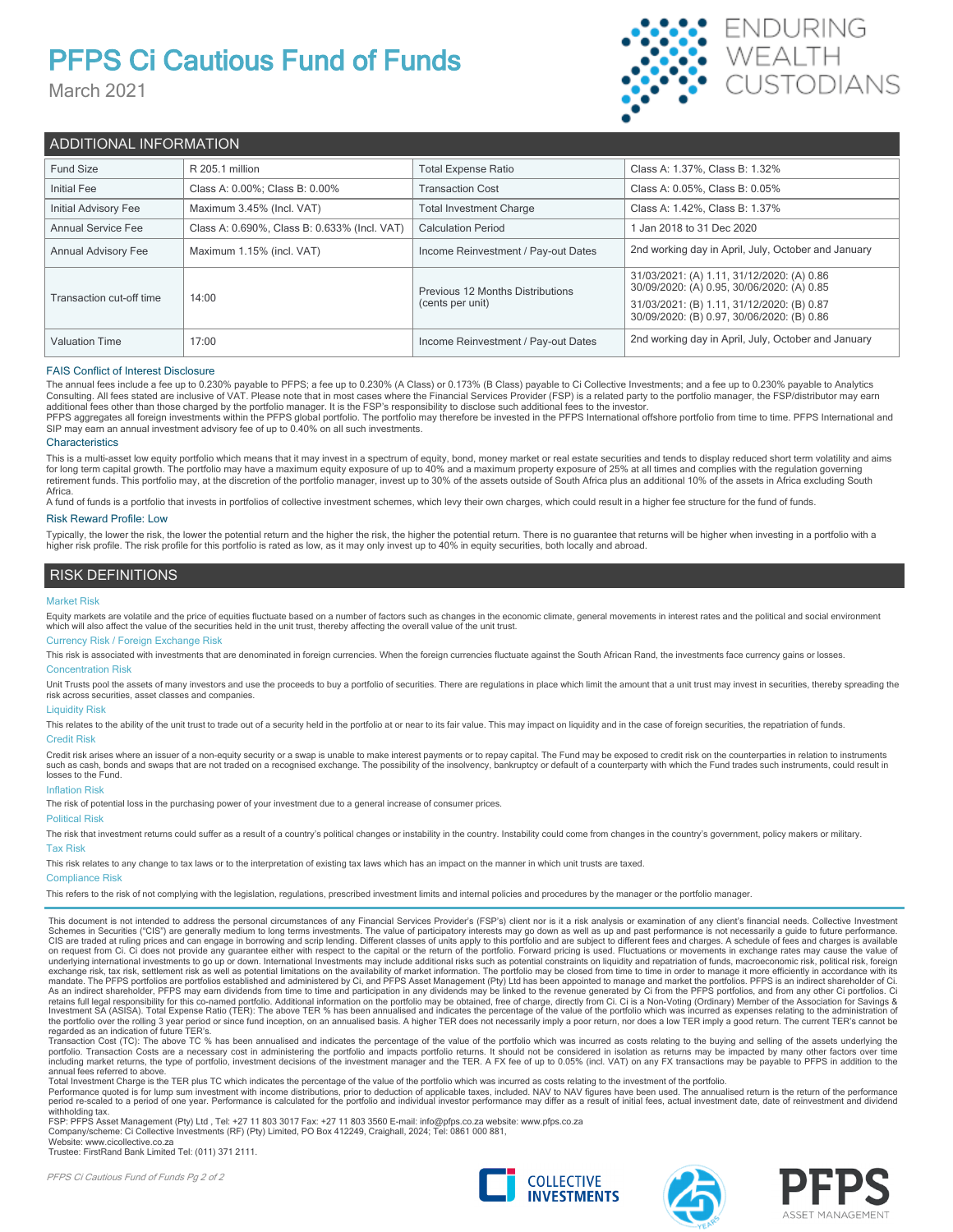# PFPS Ci Cautious Fund of Funds

March 2021

ENDURING WEALTH CUSTODIANS

## ADDITIONAL INFORMATION

| | | | |
|---|---|---|---|
| Fund Size | R 205.1 million | Total Expense Ratio | Class A: 1.37%, Class B: 1.32% |
| Initial Fee | Class A: 0.00%; Class B: 0.00% | Transaction Cost | Class A: 0.05%, Class B: 0.05% |
| Initial Advisory Fee | Maximum 3.45% (Incl. VAT) | Total Investment Charge | Class A: 1.42%, Class B: 1.37% |
| Annual Service Fee | Class A: 0.690%, Class B: 0.633% (Incl. VAT) | Calculation Period | 1 Jan 2018 to 31 Dec 2020 |
| Annual Advisory Fee | Maximum 1.15% (incl. VAT) | Income Reinvestment / Pay-out Dates | 2nd working day in April, July, October and January |
| Transaction cut-off time | 14:00 | Previous 12 Months Distributions (cents per unit) | 31/03/2021: (A) 1.11, 31/12/2020: (A) 0.86 30/09/2020: (A) 0.95, 30/06/2020: (A) 0.85 31/03/2021: (B) 1.11, 31/12/2020: (B) 0.87 30/09/2020: (B) 0.97, 30/06/2020: (B) 0.86 |
| Valuation Time | 17:00 | Income Reinvestment / Pay-out Dates | 2nd working day in April, July, October and January |

### FAIS Conflict of Interest Disclosure

The annual fees include a fee up to 0.230% payable to PFPS; a fee up to 0.230% (A Class) or 0.173% (B Class) payable to Ci Collective Investments; and a fee up to 0.230% payable to Analytics Consulting. All fees stated are inclusive of VAT. Please note that in most cases where the Financial Services Provider (FSP) is a related party to the portfolio manager, the FSP/distributor may earn additional fees other than those charged by the portfolio manager. It is the FSP's responsibility to disclose such additional fees to the investor.
PFPS aggregates all foreign investments within the PFPS global portfolio. The portfolio may therefore be invested in the PFPS International offshore portfolio from time to time. PFPS International and SIP may earn an annual investment advisory fee of up to 0.40% on all such investments.

### Characteristics

This is a multi-asset low equity portfolio which means that it may invest in a spectrum of equity, bond, money market or real estate securities and tends to display reduced short term volatility and aims for long term capital growth. The portfolio may have a maximum equity exposure of up to 40% and a maximum property exposure of 25% at all times and complies with the regulation governing retirement funds. This portfolio may, at the discretion of the portfolio manager, invest up to 30% of the assets outside of South Africa plus an additional 10% of the assets in Africa excluding South Africa.
A fund of funds is a portfolio that invests in portfolios of collective investment schemes, which levy their own charges, which could result in a higher fee structure for the fund of funds.

### Risk Reward Profile: Low

Typically, the lower the risk, the lower the potential return and the higher the risk, the higher the potential return. There is no guarantee that returns will be higher when investing in a portfolio with a higher risk profile. The risk profile for this portfolio is rated as low, as it may only invest up to 40% in equity securities, both locally and abroad.

## RISK DEFINITIONS

### Market Risk

Equity markets are volatile and the price of equities fluctuate based on a number of factors such as changes in the economic climate, general movements in interest rates and the political and social environment which will also affect the value of the securities held in the unit trust, thereby affecting the overall value of the unit trust.

### Currency Risk / Foreign Exchange Risk

This risk is associated with investments that are denominated in foreign currencies. When the foreign currencies fluctuate against the South African Rand, the investments face currency gains or losses.

### Concentration Risk

Unit Trusts pool the assets of many investors and use the proceeds to buy a portfolio of securities. There are regulations in place which limit the amount that a unit trust may invest in securities, thereby spreading the risk across securities, asset classes and companies.

### Liquidity Risk

This relates to the ability of the unit trust to trade out of a security held in the portfolio at or near to its fair value. This may impact on liquidity and in the case of foreign securities, the repatriation of funds.

### Credit Risk

Credit risk arises where an issuer of a non-equity security or a swap is unable to make interest payments or to repay capital. The Fund may be exposed to credit risk on the counterparties in relation to instruments such as cash, bonds and swaps that are not traded on a recognised exchange. The possibility of the insolvency, bankruptcy or default of a counterparty with which the Fund trades such instruments, could result in losses to the Fund.

### Inflation Risk

The risk of potential loss in the purchasing power of your investment due to a general increase of consumer prices.

### Political Risk

The risk that investment returns could suffer as a result of a country's political changes or instability in the country. Instability could come from changes in the country's government, policy makers or military.

### Tax Risk

This risk relates to any change to tax laws or to the interpretation of existing tax laws which has an impact on the manner in which unit trusts are taxed.

### Compliance Risk

This refers to the risk of not complying with the legislation, regulations, prescribed investment limits and internal policies and procedures by the manager or the portfolio manager.

---

This document is not intended to address the personal circumstances of any Financial Services Provider's (FSP's) client nor is it a risk analysis or examination of any client's financial needs. Collective Investment Schemes in Securities ("CIS") are generally medium to long terms investments. The value of participatory interests may go down as well as up and past performance is not necessarily a guide to future performance. CIS are traded at ruling prices and can engage in borrowing and scrip lending. Different classes of units apply to this portfolio and are subject to different fees and charges. A schedule of fees and charges is available on request from Ci. Ci does not provide any guarantee either with respect to the capital or the return of the portfolio. Forward pricing is used. Fluctuations or movements in exchange rates may cause the value of underlying international investments to go up or down. International Investments may include additional risks such as potential constraints on liquidity and repatriation of funds, macroeconomic risk, political risk, foreign exchange risk, tax risk, settlement risk as well as potential limitations on the availability of market information. The portfolio may be closed from time to time in order to manage it more efficiently in accordance with its mandate. The PFPS portfolios are portfolios established and administered by Ci, and PFPS Asset Management (Pty) Ltd has been appointed to manage and market the portfolios. PFPS is an indirect shareholder of Ci. As an indirect shareholder, PFPS may earn dividends from time to time and participation in any dividends may be linked to the revenue generated by Ci from the PFPS portfolios, and from any other Ci portfolios. Ci retains full legal responsibility for this co-named portfolio. Additional information on the portfolio may be obtained, free of charge, directly from Ci. Ci is a Non-Voting (Ordinary) Member of the Association for Savings & Investment SA (ASISA). Total Expense Ratio (TER): The above TER % has been annualised and indicates the percentage of the value of the portfolio which was incurred as expenses relating to the administration of the portfolio over the rolling 3 year period or since fund inception, on an annualised basis. A higher TER does not necessarily imply a poor return, nor does a low TER imply a good return. The current TER's cannot be regarded as an indication of future TER's.
Transaction Cost (TC): The above TC % has been annualised and indicates the percentage of the value of the portfolio which was incurred as costs relating to the buying and selling of the assets underlying the portfolio. Transaction Costs are a necessary cost in administering the portfolio and impacts portfolio returns. It should not be considered in isolation as returns may be impacted by many other factors over time including market returns, the type of portfolio, investment decisions of the investment manager and the TER. A FX fee of up to 0.05% (incl. VAT) on any FX transactions may be payable to PFPS in addition to the annual fees referred to above.
Total Investment Charge is the TER plus TC which indicates the percentage of the value of the portfolio which was incurred as costs relating to the investment of the portfolio.
Performance quoted is for lump sum investment with income distributions, prior to deduction of applicable taxes, included. NAV to NAV figures have been used. The annualised return is the return of the performance period re-scaled to a period of one year. Performance is calculated for the portfolio and individual investor performance may differ as a result of initial fees, actual investment date, date of reinvestment and dividend withholding tax.
FSP: PFPS Asset Management (Pty) Ltd , Tel: +27 11 803 3017 Fax: +27 11 803 3560 E-mail: info@pfps.co.za website: www.pfps.co.za
Company/scheme: Ci Collective Investments (RF) (Pty) Limited, PO Box 412249, Craighall, 2024; Tel: 0861 000 881,
Website: www.cicollective.co.za
Trustee: FirstRand Bank Limited Tel: (011) 371 2111.

COLLECTIVE INVESTMENTS

PFPS ASSET MANAGEMENT